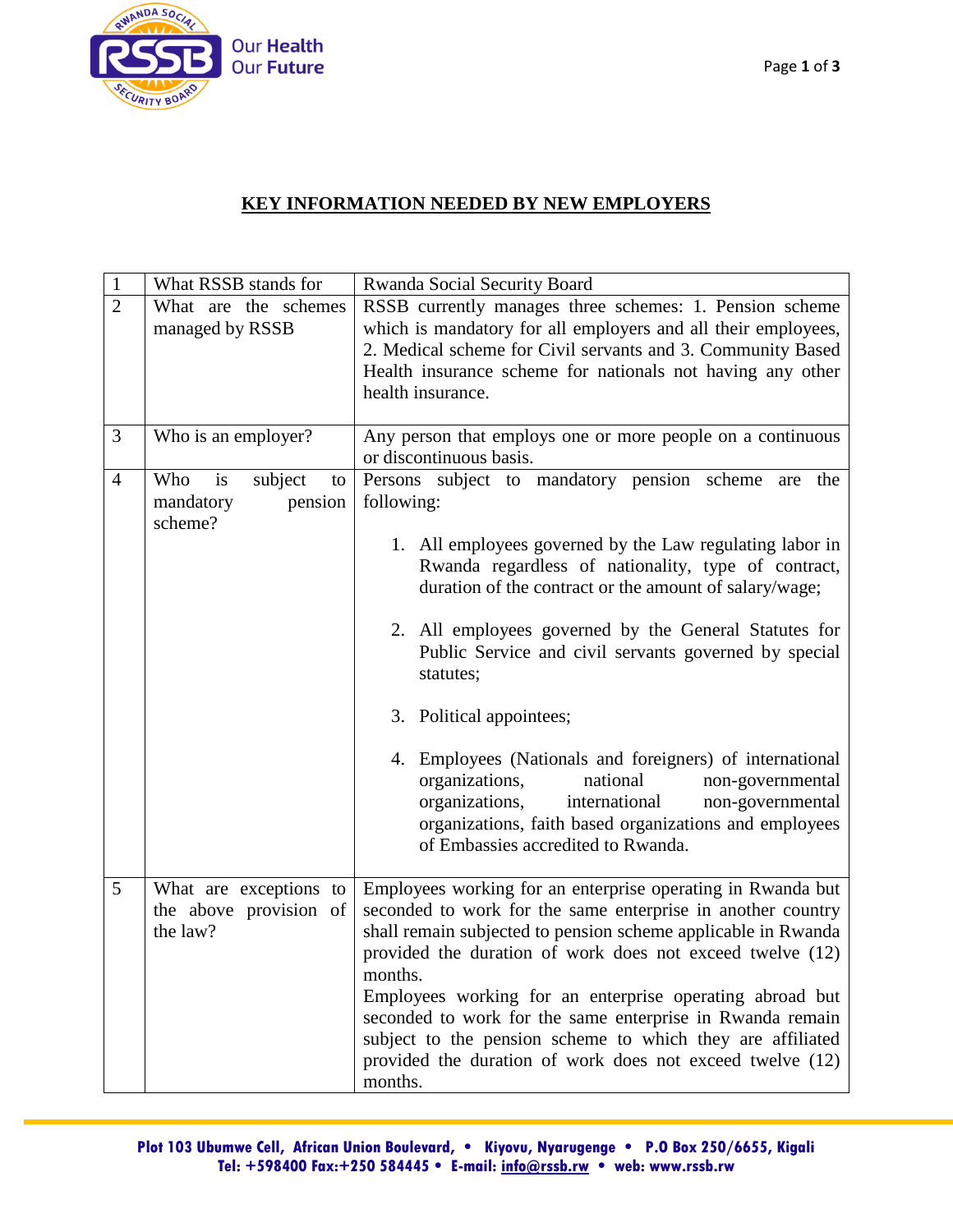# KEY INFORMATION NEEDED BY NEW EMPLOYERS

| 1 | What RSSB stands for | Rwanda Social Security Board |
|---|---|---|
| 2 | What are the schemes managed by RSSB | RSSB currently manages three schemes: 1. Pension scheme which is mandatory for all employers and all their employees, 2. Medical scheme for Civil servants and 3. Community Based Health insurance scheme for nationals not having any other health insurance. |
| 3 | Who is an employer? | Any person that employs one or more people on a continuous or discontinuous basis. |
| 4 | Who is subject to mandatory pension scheme? | Persons subject to mandatory pension scheme are the following:<br><br>1. All employees governed by the Law regulating labor in Rwanda regardless of nationality, type of contract, duration of the contract or the amount of salary/wage;<br><br>2. All employees governed by the General Statutes for Public Service and civil servants governed by special statutes;<br><br>3. Political appointees;<br><br>4. Employees (Nationals and foreigners) of international organizations, national non-governmental organizations, international non-governmental organizations, faith based organizations and employees of Embassies accredited to Rwanda. |
| 5 | What are exceptions to the above provision of the law? | Employees working for an enterprise operating in Rwanda but seconded to work for the same enterprise in another country shall remain subjected to pension scheme applicable in Rwanda provided the duration of work does not exceed twelve (12) months.<br>Employees working for an enterprise operating abroad but seconded to work for the same enterprise in Rwanda remain subject to the pension scheme to which they are affiliated provided the duration of work does not exceed twelve (12) months. |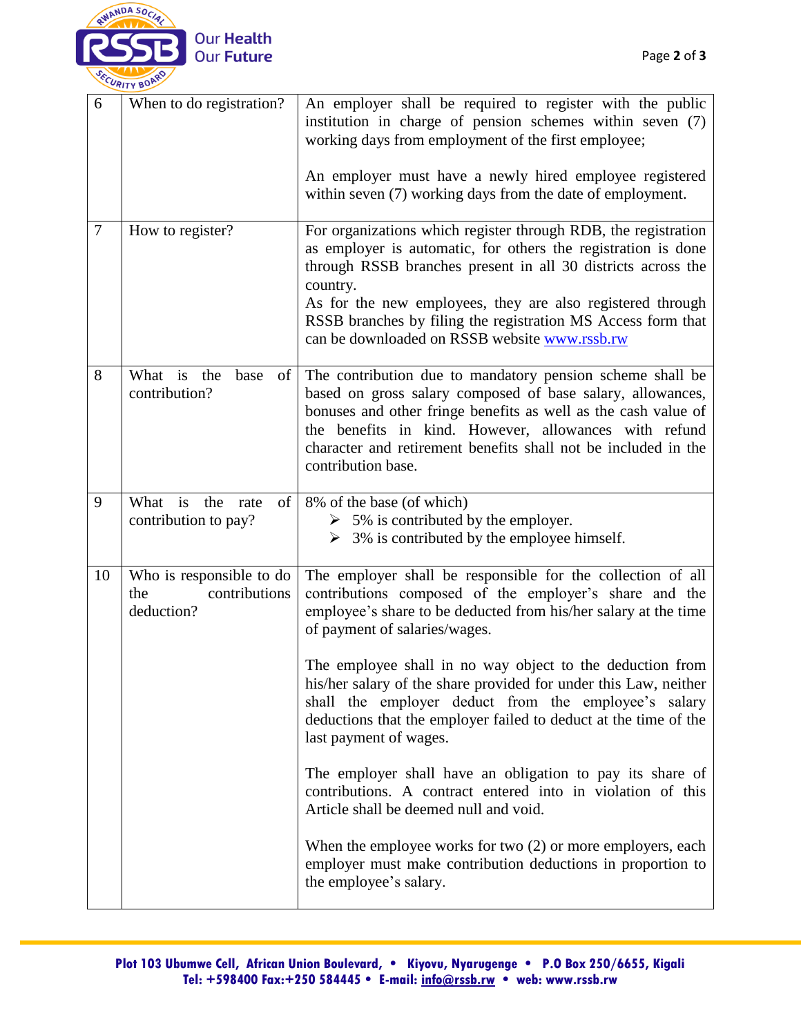| | | |
|---|---|---|
| 6 | When to do registration? | An employer shall be required to register with the public institution in charge of pension schemes within seven (7) working days from employment of the first employee;<br><br>An employer must have a newly hired employee registered within seven (7) working days from the date of employment. |
| 7 | How to register? | For organizations which register through RDB, the registration as employer is automatic, for others the registration is done through RSSB branches present in all 30 districts across the country.<br>As for the new employees, they are also registered through RSSB branches by filing the registration MS Access form that can be downloaded on RSSB website [www.rssb.rw](www.rssb.rw) |
| 8 | What is the base of contribution? | The contribution due to mandatory pension scheme shall be based on gross salary composed of base salary, allowances, bonuses and other fringe benefits as well as the cash value of the benefits in kind. However, allowances with refund character and retirement benefits shall not be included in the contribution base. |
| 9 | What is the rate of contribution to pay? | 8% of the base (of which)<br>➢ 5% is contributed by the employer.<br>➢ 3% is contributed by the employee himself. |
| 10 | Who is responsible to do the contributions deduction? | The employer shall be responsible for the collection of all contributions composed of the employer's share and the employee's share to be deducted from his/her salary at the time of payment of salaries/wages.<br><br>The employee shall in no way object to the deduction from his/her salary of the share provided for under this Law, neither shall the employer deduct from the employee's salary deductions that the employer failed to deduct at the time of the last payment of wages.<br><br>The employer shall have an obligation to pay its share of contributions. A contract entered into in violation of this Article shall be deemed null and void.<br><br>When the employee works for two (2) or more employers, each employer must make contribution deductions in proportion to the employee's salary. |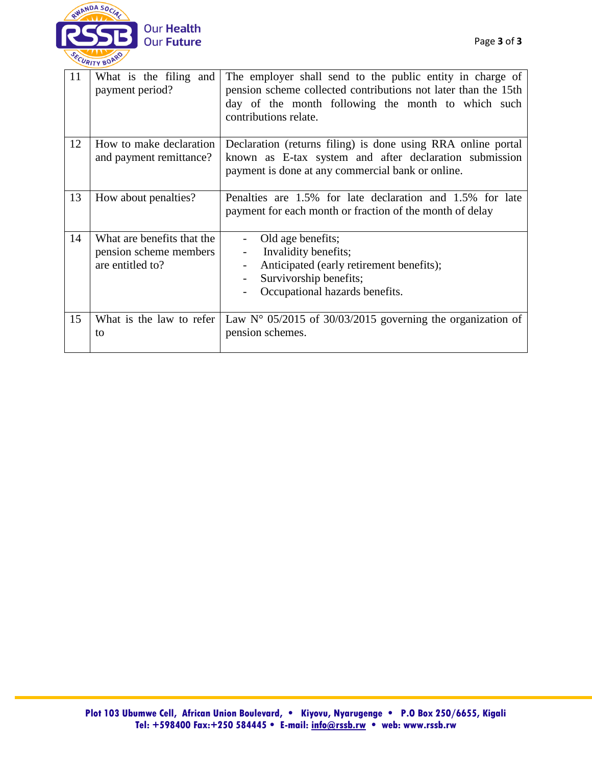| | | |
|---|---|---|
| 11 | What is the filing and payment period? | The employer shall send to the public entity in charge of pension scheme collected contributions not later than the 15th day of the month following the month to which such contributions relate. |
| 12 | How to make declaration and payment remittance? | Declaration (returns filing) is done using RRA online portal known as E-tax system and after declaration submission payment is done at any commercial bank or online. |
| 13 | How about penalties? | Penalties are 1.5% for late declaration and 1.5% for late payment for each month or fraction of the month of delay |
| 14 | What are benefits that the pension scheme members are entitled to? | - Old age benefits;<br>- Invalidity benefits;<br>- Anticipated (early retirement benefits);<br>- Survivorship benefits;<br>- Occupational hazards benefits. |
| 15 | What is the law to refer to | Law N° 05/2015 of 30/03/2015 governing the organization of pension schemes. |